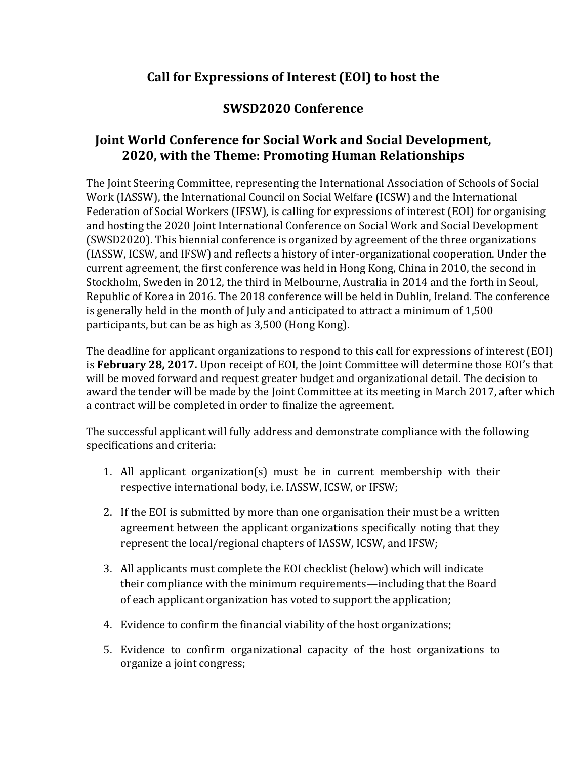# Call for Expressions of Interest (EOI) to host the

# SWSD2020 Conference

## Joint World Conference for Social Work and Social Development, 2020, with the Theme: Promoting Human Relationships

The Joint Steering Committee, representing the International Association of Schools of Social Work (IASSW), the International Council on Social Welfare (ICSW) and the International Federation of Social Workers (IFSW), is calling for expressions of interest (EOI) for organising and hosting the 2020 Joint International Conference on Social Work and Social Development (SWSD2020). This biennial conference is organized by agreement of the three organizations (IASSW, ICSW, and IFSW) and reflects a history of inter-organizational cooperation. Under the current agreement, the first conference was held in Hong Kong, China in 2010, the second in Stockholm, Sweden in 2012, the third in Melbourne, Australia in 2014 and the forth in Seoul, Republic of Korea in 2016. The 2018 conference will be held in Dublin, Ireland. The conference is generally held in the month of July and anticipated to attract a minimum of 1,500 participants, but can be as high as 3,500 (Hong Kong).

The deadline for applicant organizations to respond to this call for expressions of interest (EOI) is **February 28, 2017.** Upon receipt of EOI, the Joint Committee will determine those EOI's that will be moved forward and request greater budget and organizational detail. The decision to award the tender will be made by the Joint Committee at its meeting in March 2017, after which a contract will be completed in order to finalize the agreement.

The successful applicant will fully address and demonstrate compliance with the following specifications and criteria:

1. All applicant organization(s) must be in current membership with their respective international body, i.e. IASSW, ICSW, or IFSW;
2. If the EOI is submitted by more than one organisation their must be a written agreement between the applicant organizations specifically noting that they represent the local/regional chapters of IASSW, ICSW, and IFSW;
3. All applicants must complete the EOI checklist (below) which will indicate their compliance with the minimum requirements—including that the Board of each applicant organization has voted to support the application;
4. Evidence to confirm the financial viability of the host organizations;
5. Evidence to confirm organizational capacity of the host organizations to organize a joint congress;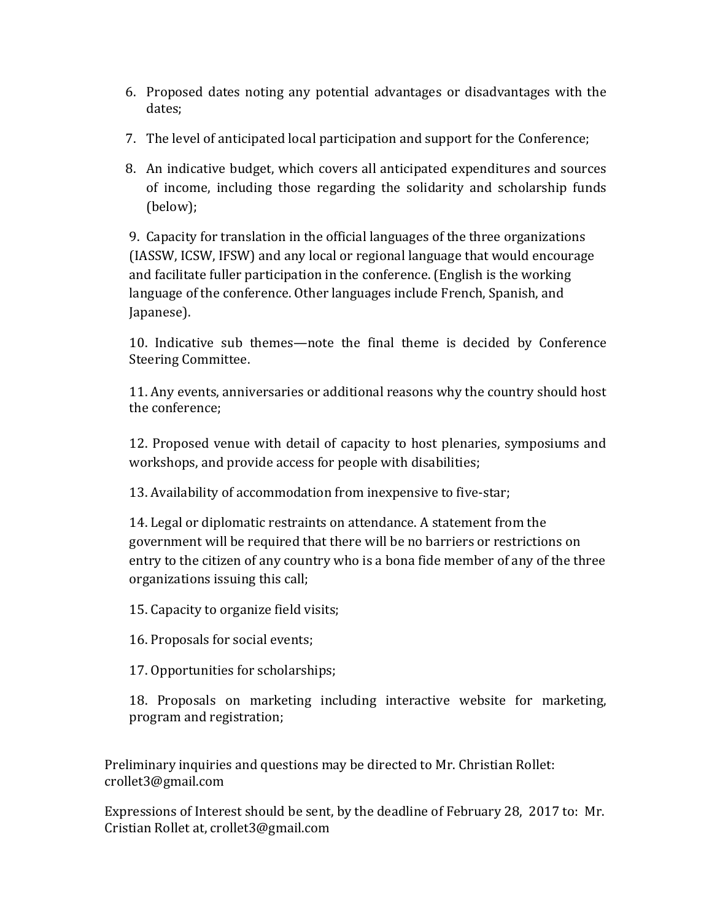6. Proposed dates noting any potential advantages or disadvantages with the dates;
7. The level of anticipated local participation and support for the Conference;
8. An indicative budget, which covers all anticipated expenditures and sources of income, including those regarding the solidarity and scholarship funds (below);
9. Capacity for translation in the official languages of the three organizations (IASSW, ICSW, IFSW) and any local or regional language that would encourage and facilitate fuller participation in the conference. (English is the working language of the conference. Other languages include French, Spanish, and Japanese).
10. Indicative sub themes—note the final theme is decided by Conference Steering Committee.
11. Any events, anniversaries or additional reasons why the country should host the conference;
12. Proposed venue with detail of capacity to host plenaries, symposiums and workshops, and provide access for people with disabilities;
13. Availability of accommodation from inexpensive to five-star;
14. Legal or diplomatic restraints on attendance. A statement from the government will be required that there will be no barriers or restrictions on entry to the citizen of any country who is a bona fide member of any of the three organizations issuing this call;
15. Capacity to organize field visits;
16. Proposals for social events;
17. Opportunities for scholarships;
18. Proposals on marketing including interactive website for marketing, program and registration;

Preliminary inquiries and questions may be directed to Mr. Christian Rollet: crollet3@gmail.com

Expressions of Interest should be sent, by the deadline of February 28, 2017 to: Mr. Cristian Rollet at, crollet3@gmail.com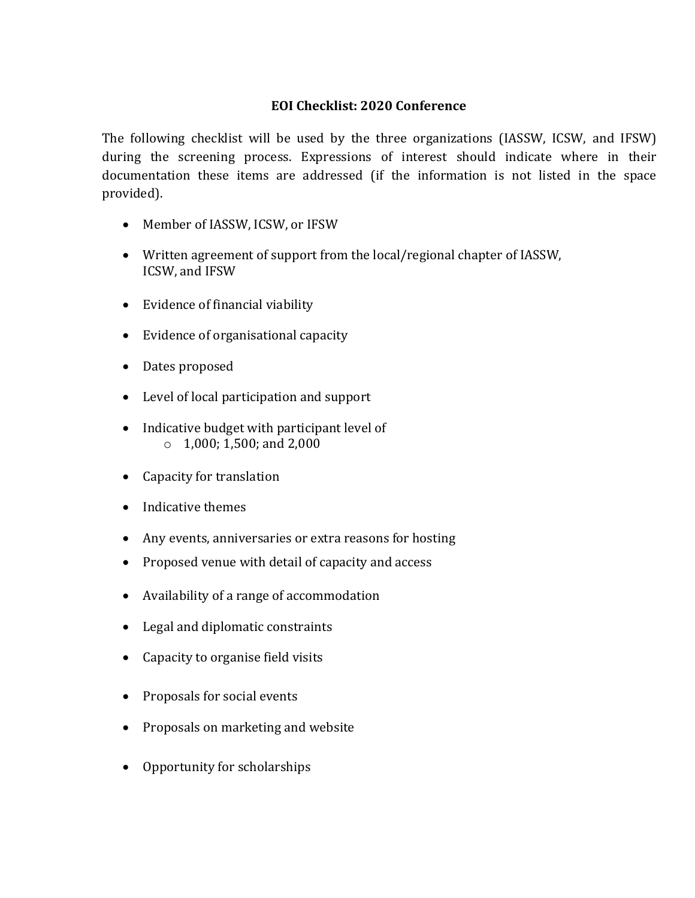# EOI Checklist: 2020 Conference

The following checklist will be used by the three organizations (IASSW, ICSW, and IFSW) during the screening process. Expressions of interest should indicate where in their documentation these items are addressed (if the information is not listed in the space provided).

- Member of IASSW, ICSW, or IFSW
- Written agreement of support from the local/regional chapter of IASSW, ICSW, and IFSW
- Evidence of financial viability
- Evidence of organisational capacity
- Dates proposed
- Level of local participation and support
- Indicative budget with participant level of
  - 1,000; 1,500; and 2,000
- Capacity for translation
- Indicative themes
- Any events, anniversaries or extra reasons for hosting
- Proposed venue with detail of capacity and access
- Availability of a range of accommodation
- Legal and diplomatic constraints
- Capacity to organise field visits
- Proposals for social events
- Proposals on marketing and website
- Opportunity for scholarships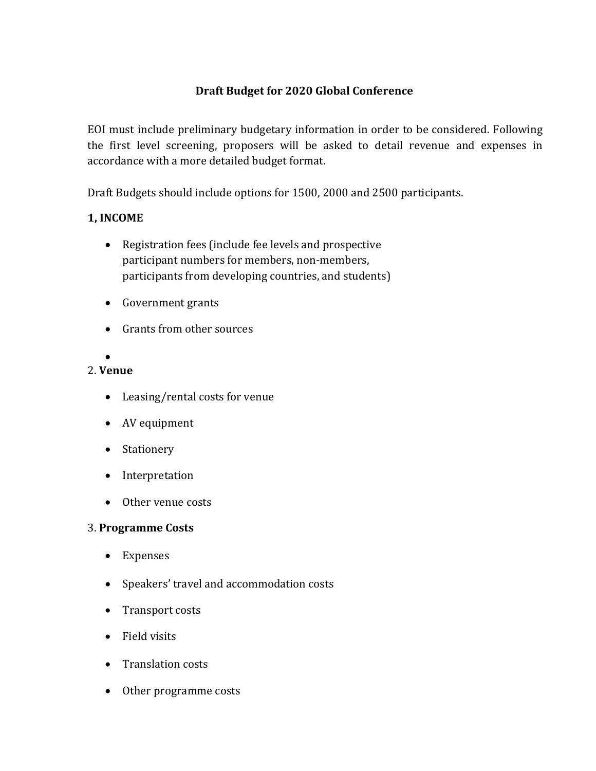## Draft Budget for 2020 Global Conference

EOI must include preliminary budgetary information in order to be considered. Following the first level screening, proposers will be asked to detail revenue and expenses in accordance with a more detailed budget format.

Draft Budgets should include options for 1500, 2000 and 2500 participants.

**1, INCOME**

- Registration fees (include fee levels and prospective participant numbers for members, non-members, participants from developing countries, and students)
- Government grants
- Grants from other sources
- 

2. **Venue**

- Leasing/rental costs for venue
- AV equipment
- Stationery
- Interpretation
- Other venue costs

3. **Programme Costs**

- Expenses
- Speakers' travel and accommodation costs
- Transport costs
- Field visits
- Translation costs
- Other programme costs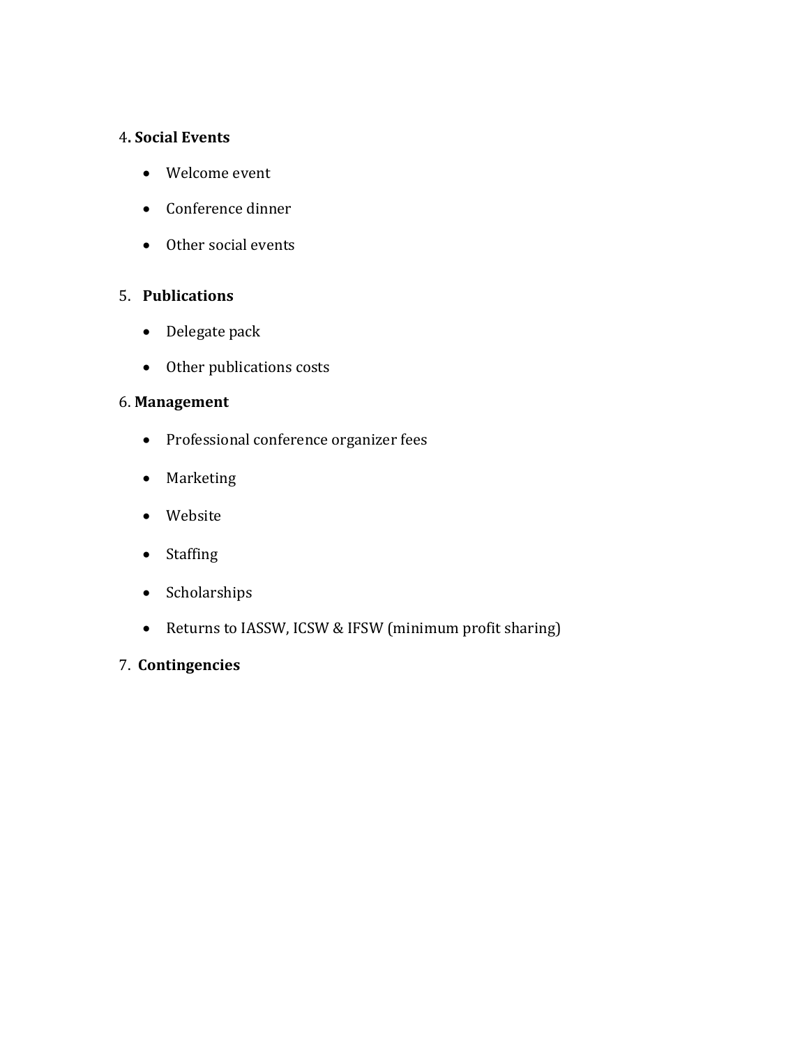4. **Social Events**

- Welcome event
- Conference dinner
- Other social events

5. **Publications**

- Delegate pack
- Other publications costs

6. **Management**

- Professional conference organizer fees
- Marketing
- Website
- Staffing
- Scholarships
- Returns to IASSW, ICSW & IFSW (minimum profit sharing)

7. **Contingencies**